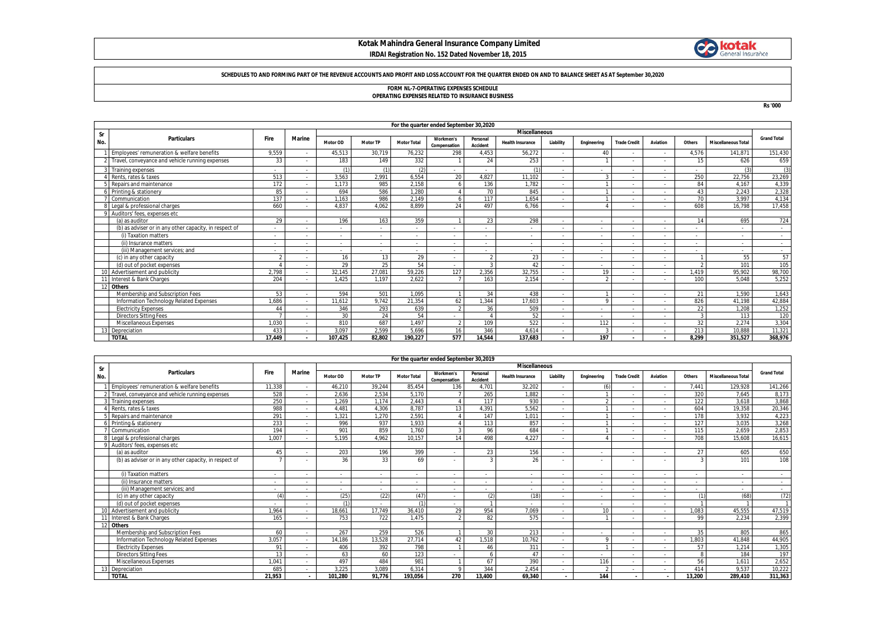# Kotak Mahindra General Insurance Company Limited

**IRDAI Registration No. 152 Dated November 18, 2015**

**SCHEDULES TO AND FORMING PART OF THE REVENUE ACCOUNTS AND PROFIT AND LOSS ACCOUNT FOR THE QUARTER ENDED ON AND TO BALANCE SHEET AS AT September 30,2020**

**FORM NL-7-OPERATING EXPENSES SCHEDULE**
**OPERATING EXPENSES RELATED TO INSURANCE BUSINESS**

Rs '000

| Sr No. | Particulars | Fire | Marine | For the quarter ended September 30,2020 | | | | | | | | | | | | | Grand Total |
|---|---|---|---|---|---|---|---|---|---|---|---|---|---|---|---|---|---|
| | | | | Miscellaneous | | | | | | | | | | | | | |
| | | | | Motor OD | Motor TP | Motor Total | Workmen's Compensation | Personal Accident | Health Insurance | Liability | Engineering | Trade Credit | Aviation | Others | Miscellaneous Total | | |
| 1 | Employees' remuneration & welfare benefits | 9,559 | - | 45,513 | 30,719 | 76,232 | 298 | 4,453 | 56,272 | - | 40 | - | - | 4,576 | 141,871 | | 151,430 |
| 2 | Travel, conveyance and vehicle running expenses | 33 | - | 183 | 149 | 332 | 1 | 24 | 253 | - | 1 | - | - | 15 | 626 | | 659 |
| 3 | Training expenses | - | - | (1) | (1) | (2) | - | - | (1) | - | - | - | - | - | (3) | | (3) |
| 4 | Rents, rates & taxes | 513 | - | 3,563 | 2,991 | 6,554 | 20 | 4,827 | 11,102 | - | 3 | - | - | 250 | 22,756 | | 23,269 |
| 5 | Repairs and maintenance | 172 | - | 1,173 | 985 | 2,158 | 6 | 136 | 1,782 | - | 1 | - | - | 84 | 4,167 | | 4,339 |
| 6 | Printing & stationery | 85 | - | 694 | 586 | 1,280 | 4 | 70 | 845 | - | 1 | - | - | 43 | 2,243 | | 2,328 |
| 7 | Communication | 137 | - | 1,163 | 986 | 2,149 | 6 | 117 | 1,654 | - | 1 | - | - | 70 | 3,997 | | 4,134 |
| 8 | Legal & professional charges | 660 | - | 4,837 | 4,062 | 8,899 | 24 | 497 | 6,766 | - | 4 | - | - | 608 | 16,798 | | 17,458 |
| 9 | Auditors' fees, expenses etc | | | | | | | | | | | | | | | | |
| | (a) as auditor | 29 | - | 196 | 163 | 359 | 1 | 23 | 298 | - | - | - | - | 14 | 695 | | 724 |
| | (b) as adviser or in any other capacity, in respect of | - | - | - | - | - | - | - | - | - | - | - | - | - | - | | - |
| | (i) Taxation matters | - | - | - | - | - | - | - | - | - | - | - | - | - | - | | - |
| | (ii) Insurance matters | - | - | - | - | - | - | - | - | - | - | - | - | - | - | | - |
| | (iii) Management services; and | - | - | - | - | - | - | - | - | - | - | - | - | - | - | | - |
| | (c) in any other capacity | 2 | - | 16 | 13 | 29 | - | 2 | 23 | - | - | - | - | 1 | 55 | | 57 |
| | (d) out of pocket expenses | 4 | - | 29 | 25 | 54 | - | 3 | 42 | - | - | - | - | 2 | 101 | | 105 |
| 10 | Advertisement and publicity | 2,798 | - | 32,145 | 27,081 | 59,226 | 127 | 2,356 | 32,755 | - | 19 | - | - | 1,419 | 95,902 | | 98,700 |
| 11 | Interest & Bank Charges | 204 | - | 1,425 | 1,197 | 2,622 | 7 | 163 | 2,154 | - | 2 | - | - | 100 | 5,048 | | 5,252 |
| 12 | **Others** | | | | | | | | | | | | | | | | |
| | Membership and Subscription Fees | 53 | - | 594 | 501 | 1,095 | 1 | 34 | 438 | - | 1 | - | - | 21 | 1,590 | | 1,643 |
| | Information Technology Related Expenses | 1,686 | - | 11,612 | 9,742 | 21,354 | 62 | 1,344 | 17,603 | - | 9 | - | - | 826 | 41,198 | | 42,884 |
| | Electricity Expenses | 44 | - | 346 | 293 | 639 | 2 | 36 | 509 | - | - | - | - | 22 | 1,208 | | 1,252 |
| | Directors Sitting Fees | 7 | - | 30 | 24 | 54 | - | 4 | 52 | - | - | - | - | 3 | 113 | | 120 |
| | Miscellaneous Expenses | 1,030 | - | 810 | 687 | 1,497 | 2 | 109 | 522 | - | 112 | - | - | 32 | 2,274 | | 3,304 |
| 13 | Depreciation | 433 | - | 3,097 | 2,599 | 5,696 | 16 | 346 | 4,614 | - | 3 | - | - | 213 | 10,888 | | 11,321 |
| | **TOTAL** | **17,449** | **-** | **107,425** | **82,802** | **190,227** | **577** | **14,544** | **137,683** | **-** | **197** | **-** | **-** | **8,299** | **351,527** | | **368,976** |

| Sr No. | Particulars | Fire | Marine | For the quarter ended September 30,2019 | | | | | | | | | | | | | Grand Total |
|---|---|---|---|---|---|---|---|---|---|---|---|---|---|---|---|---|---|
| | | | | Miscellaneous | | | | | | | | | | | | | |
| | | | | Motor OD | Motor TP | Motor Total | Workmen's Compensation | Personal Accident | Health Insurance | Liability | Engineering | Trade Credit | Aviation | Others | Miscellaneous Total | | |
| 1 | Employees' remuneration & welfare benefits | 11,338 | - | 46,210 | 39,244 | 85,454 | 136 | 4,701 | 32,202 | - | (6) | - | - | 7,441 | 129,928 | | 141,266 |
| 2 | Travel, conveyance and vehicle running expenses | 528 | - | 2,636 | 2,534 | 5,170 | 7 | 265 | 1,882 | - | 1 | - | - | 320 | 7,645 | | 8,173 |
| 3 | Training expenses | 250 | - | 1,269 | 1,174 | 2,443 | 4 | 117 | 930 | - | 2 | - | - | 122 | 3,618 | | 3,868 |
| 4 | Rents, rates & taxes | 988 | - | 4,481 | 4,306 | 8,787 | 13 | 4,391 | 5,562 | - | 1 | - | - | 604 | 19,358 | | 20,346 |
| 5 | Repairs and maintenance | 291 | - | 1,321 | 1,270 | 2,591 | 4 | 147 | 1,011 | - | 1 | - | - | 178 | 3,932 | | 4,223 |
| 6 | Printing & stationery | 233 | - | 996 | 937 | 1,933 | 4 | 113 | 857 | - | 1 | - | - | 127 | 3,035 | | 3,268 |
| 7 | Communication | 194 | - | 901 | 859 | 1,760 | 3 | 96 | 684 | - | 1 | - | - | 115 | 2,659 | | 2,853 |
| 8 | Legal & professional charges | 1,007 | - | 5,195 | 4,962 | 10,157 | 14 | 498 | 4,227 | - | 4 | - | - | 708 | 15,608 | | 16,615 |
| 9 | Auditors' fees, expenses etc | | | | | | | | | | | | | | | | |
| | (a) as auditor | 45 | - | 203 | 196 | 399 | - | 23 | 156 | - | - | - | - | 27 | 605 | | 650 |
| | (b) as adviser or in any other capacity, in respect of | 7 | - | 36 | 33 | 69 | - | 3 | 26 | - | - | - | - | 3 | 101 | | 108 |
| | (i) Taxation matters | - | - | - | - | - | - | - | - | - | - | - | - | - | - | | - |
| | (ii) Insurance matters | - | - | - | - | - | - | - | - | - | - | - | - | - | - | | - |
| | (iii) Management services; and | - | - | - | - | - | - | - | - | - | - | - | - | - | - | | - |
| | (c) in any other capacity | (4) | - | (25) | (22) | (47) | - | (2) | (18) | - | - | - | - | (1) | (68) | | (72) |
| | (d) out of pocket expenses | - | - | (1) | - | (1) | - | 1 | - | - | - | - | - | 1 | 1 | | 1 |
| 10 | Advertisement and publicity | 1,964 | - | 18,661 | 17,749 | 36,410 | 29 | 954 | 7,069 | - | 10 | - | - | 1,083 | 45,555 | | 47,519 |
| 11 | Interest & Bank Charges | 165 | - | 753 | 722 | 1,475 | 2 | 82 | 575 | - | 1 | - | - | 99 | 2,234 | | 2,399 |
| 12 | **Others** | | | | | | | | | | | | | | | | |
| | Membership and Subscription Fees | 60 | - | 267 | 259 | 526 | 1 | 30 | 213 | - | - | - | - | 35 | 805 | | 865 |
| | Information Technology Related Expenses | 3,057 | - | 14,186 | 13,528 | 27,714 | 42 | 1,518 | 10,762 | - | 9 | - | - | 1,803 | 41,848 | | 44,905 |
| | Electricity Expenses | 91 | - | 406 | 392 | 798 | 1 | 46 | 311 | - | 1 | - | - | 57 | 1,214 | | 1,305 |
| | Directors Sitting Fees | 13 | - | 63 | 60 | 123 | - | 6 | 47 | - | - | - | - | 8 | 184 | | 197 |
| | Miscellaneous Expenses | 1,041 | - | 497 | 484 | 981 | 1 | 67 | 390 | - | 116 | - | - | 56 | 1,611 | | 2,652 |
| 13 | Depreciation | 685 | - | 3,225 | 3,089 | 6,314 | 9 | 344 | 2,454 | - | 2 | - | - | 414 | 9,537 | | 10,222 |
| | **TOTAL** | **21,953** | **-** | **101,280** | **91,776** | **193,056** | **270** | **13,400** | **69,340** | **-** | **144** | **-** | **-** | **13,200** | **289,410** | | **311,363** |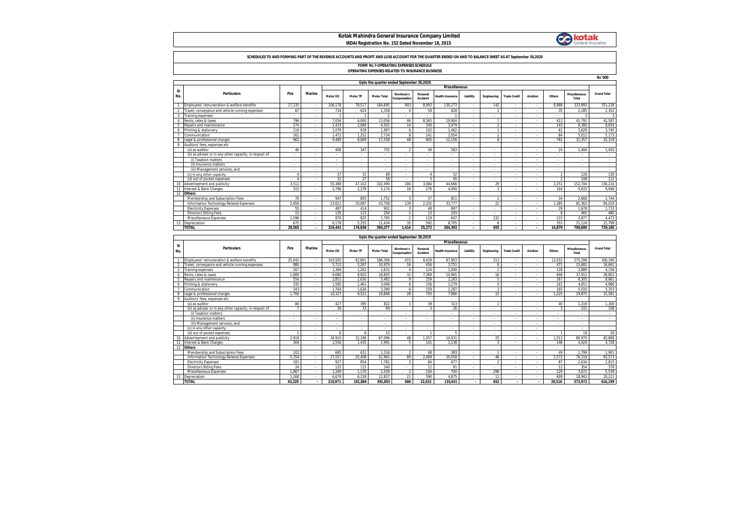# Kotak Mahindra General Insurance Company Limited

**IRDAI Registration No. 152 Dated November 18, 2015**

**SCHEDULES TO AND FORMING PART OF THE REVENUE ACCOUNTS AND PROFIT AND LOSS ACCOUNT FOR THE QUARTER ENDED ON AND TO BALANCE SHEET AS AT September 30,2020**

**FORM NL-7-OPERATING EXPENSES SCHEDULE**

**OPERATING EXPENSES RELATED TO INSURANCE BUSINESS**

Rs '000

**Upto the quarter ended September 30,2020**

| Sr No. | Particulars | Fire | Marine | Miscellaneous | | | | | | | | | | | | | Grand Total |
|---|---|---|---|---|---|---|---|---|---|---|---|---|---|---|---|---|---|
| | | | | Motor OD | Motor TP | Motor Total | Workmen's Compensation | Personal Accident | Health Insurance | Liability | Engineering | Trade Credit | Aviation | Others | Miscellaneous Total | | |
| 1 | Employees' remuneration & welfare benefits | 17,235 | - | 106,178 | 78,517 | 184,695 | 903 | 8,992 | 130,273 | - | 142 | - | - | 8,988 | 333,993 | | 351,228 |
| 2 | Travel, conveyance and vehicle running expenses | 67 | - | 734 | 624 | 1,358 | 4 | 59 | 828 | - | 1 | - | - | 35 | 2,285 | | 2,352 |
| 3 | Training expenses | - | - | 1 | 1 | 2 | - | - | 1 | - | - | - | - | - | 3 | | 3 |
| 4 | Rents, rates & taxes | 796 | - | 7,056 | 6,000 | 13,056 | 46 | 8,365 | 19,904 | - | 7 | - | - | 413 | 41,791 | | 42,587 |
| 5 | Repairs and maintenance | 274 | - | 2,433 | 2,069 | 4,502 | 14 | 240 | 3,479 | - | 2 | - | - | 143 | 8,380 | | 8,654 |
| 6 | Printing & stationery | 116 | - | 1,079 | 918 | 1,997 | 6 | 102 | 1,462 | - | 1 | - | - | 61 | 3,629 | | 3,745 |
| 7 | Communication | 161 | - | 1,472 | 1,252 | 2,724 | 8 | 141 | 2,054 | - | 1 | - | - | 84 | 5,012 | | 5,173 |
| 8 | Legal & professional charges | 962 | - | 9,489 | 8,069 | 17,558 | 48 | 805 | 12,156 | - | 8 | - | - | 782 | 31,357 | | 32,319 |
| 9 | Auditors' fees, expenses etc | | | | | | | | | | | | | | | | |
| | (a) as auditor | 46 | - | 408 | 347 | 755 | 2 | 40 | 583 | - | - | - | - | 24 | 1,404 | | 1,450 |
| | (b) as adviser or in any other capacity, in respect of | - | - | - | - | - | - | - | - | - | - | - | - | - | - | | - |
| | (i) Taxation matters | - | - | - | - | - | - | - | - | - | - | - | - | - | - | | - |
| | (ii) Insurance matters | - | - | - | - | - | - | - | - | - | - | - | - | - | - | | - |
| | (iii) Management services; and | - | - | - | - | - | - | - | - | - | - | - | - | - | - | | - |
| | (c) in any other capacity | 4 | - | 37 | 31 | 68 | - | 4 | 52 | - | - | - | - | 2 | 126 | | 130 |
| | (d) out of pocket expenses | 4 | - | 31 | 27 | 58 | - | 3 | 45 | - | - | - | - | 2 | 108 | | 112 |
| 10 | Advertisement and publicity | 3,512 | - | 55,388 | 47,102 | 102,490 | 184 | 3,084 | 44,666 | - | 29 | - | - | 2,251 | 152,704 | | 156,216 |
| 11 | Interest & Bank Charges | 315 | - | 2,796 | 2,378 | 5,174 | 16 | 276 | 4,000 | - | 3 | - | - | 164 | 9,633 | | 9,948 |
| 12 | **Others** | | | | | | | | | | | | | | | | |
| | Membership and Subscription Fees | 76 | - | 947 | 805 | 1,752 | 3 | 57 | 821 | - | 1 | - | - | 34 | 2,668 | | 2,744 |
| | Information Technology Related Expenses | 2,656 | - | 23,621 | 20,087 | 43,708 | 139 | 2,332 | 33,777 | - | 22 | - | - | 1,385 | 81,363 | | 84,019 |
| | Electricity Expenses | 55 | - | 487 | 414 | 901 | 3 | 48 | 697 | - | - | - | - | 29 | 1,678 | | 1,733 |
| | Directors Sitting Fees | 15 | - | 135 | 115 | 250 | 1 | 13 | 193 | - | - | - | - | 8 | 465 | | 480 |
| | Miscellaneous Expenses | 1,596 | - | 970 | 825 | 1,795 | 2 | 119 | 607 | - | 232 | - | - | 122 | 2,877 | | 4,473 |
| 13 | Depreciation | 675 | - | 6,179 | 5,255 | 11,434 | 35 | 592 | 8,705 | - | 6 | - | - | 352 | 21,124 | | 21,799 |
| | **TOTAL** | **28,565** | **-** | **219,441** | **174,836** | **394,277** | **1,414** | **25,272** | **264,303** | **-** | **455** | **-** | **-** | **14,879** | **700,600** | | **729,165** |

**Upto the quarter ended September 30,2019**

| Sr No. | Particulars | Fire | Marine | Miscellaneous | | | | | | | | | | | | | Grand Total |
|---|---|---|---|---|---|---|---|---|---|---|---|---|---|---|---|---|---|
| | | | | Motor OD | Motor TP | Motor Total | Workmen's Compensation | Personal Accident | Health Insurance | Liability | Engineering | Trade Credit | Aviation | Others | Miscellaneous Total | | |
| 1 | Employees' remuneration & welfare benefits | 25,042 | - | 103,505 | 82,801 | 186,306 | 415 | 8,429 | 67,903 | - | 213 | - | - | 12,032 | 275,298 | | 300,340 |
| 2 | Travel, conveyance and vehicle running expenses | 980 | - | 5,712 | 5,267 | 10,979 | 16 | 456 | 3,751 | - | 8 | - | - | 471 | 15,681 | | 16,661 |
| 3 | Training expenses | 267 | - | 1,369 | 1,262 | 2,631 | 4 | 124 | 1,000 | - | 2 | - | - | 128 | 3,889 | | 4,156 |
| 4 | Rents, rates & taxes | 1,889 | - | 9,680 | 8,925 | 18,605 | 31 | 7,389 | 10,965 | - | 16 | - | - | 906 | 37,912 | | 39,801 |
| 5 | Repairs and maintenance | 556 | - | 2,852 | 2,630 | 5,482 | 9 | 259 | 2,283 | - | 5 | - | - | 267 | 8,305 | | 8,861 |
| 6 | Printing & stationery | 335 | - | 1,585 | 1,461 | 3,046 | 6 | 156 | 1,279 | - | 3 | - | - | 161 | 4,651 | | 4,986 |
| 7 | Communication | 343 | - | 1,764 | 1,626 | 3,390 | 6 | 159 | 1,287 | - | 3 | - | - | 165 | 5,010 | | 5,353 |
| 8 | Legal & professional charges | 1,706 | - | 10,327 | 9,521 | 19,848 | 28 | 793 | 7,966 | - | 15 | - | - | 1,225 | 29,875 | | 31,581 |
| 9 | Auditors' fees, expenses etc | | | | | | | | | | | | | | | | |
| | (a) as auditor | 84 | - | 427 | 395 | 822 | 1 | 39 | 313 | - | 1 | - | - | 40 | 1,216 | | 1,300 |
| | (b) as adviser or in any other capacity, in respect of | 7 | - | 36 | 33 | 69 | - | 3 | 26 | - | - | - | - | 3 | 101 | | 108 |
| | (i) Taxation matters | - | - | - | - | - | - | - | - | - | - | - | - | - | - | | - |
| | (ii) Insurance matters | - | - | - | - | - | - | - | - | - | - | - | - | - | - | | - |
| | (iii) Management services; and | - | - | - | - | - | - | - | - | - | - | - | - | - | - | | - |
| | (c) in any other capacity | - | - | - | - | - | - | - | - | - | - | - | - | - | - | | - |
| | (d) out of pocket expenses | 1 | - | 6 | 6 | 12 | - | 1 | 5 | - | - | - | - | 1 | 19 | | 20 |
| 10 | Advertisement and publicity | 2,918 | - | 34,910 | 32,186 | 67,096 | 48 | 1,357 | 10,931 | - | 25 | - | - | 1,513 | 80,970 | | 83,888 |
| 11 | Interest & Bank Charges | 304 | - | 1,556 | 1,435 | 2,991 | 5 | 141 | 1,138 | - | 3 | - | - | 146 | 4,424 | | 4,728 |
| 12 | **Others** | | | | | | | | | | | | | | | | |
| | Membership and Subscription Fees | 102 | - | 685 | 631 | 1,316 | 2 | 48 | 383 | - | 1 | - | - | 49 | 1,799 | | 1,901 |
| | Information Technology Related Expenses | 5,354 | - | 27,557 | 25,408 | 52,965 | 89 | 2,489 | 20,058 | - | 46 | - | - | 2,572 | 78,219 | | 83,573 |
| | Electricity Expenses | 181 | - | 927 | 854 | 1,781 | 3 | 84 | 677 | - | 2 | - | - | 87 | 2,634 | | 2,815 |
| | Directors Sitting Fees | 24 | - | 125 | 115 | 240 | - | 11 | 91 | - | - | - | - | 12 | 354 | | 378 |
| | Miscellaneous Expenses | 1,867 | - | 1,269 | 1,170 | 2,439 | 2 | 104 | 700 | - | 298 | - | - | 129 | 3,672 | | 5,539 |
| 13 | Depreciation | 1,268 | - | 6,679 | 6,158 | 12,837 | 21 | 590 | 4,875 | - | 11 | - | - | 609 | 18,943 | | 20,211 |
| | **TOTAL** | **43,228** | **-** | **210,971** | **181,884** | **392,855** | **686** | **22,632** | **135,631** | **-** | **652** | **-** | **-** | **20,516** | **572,972** | | **616,199** |